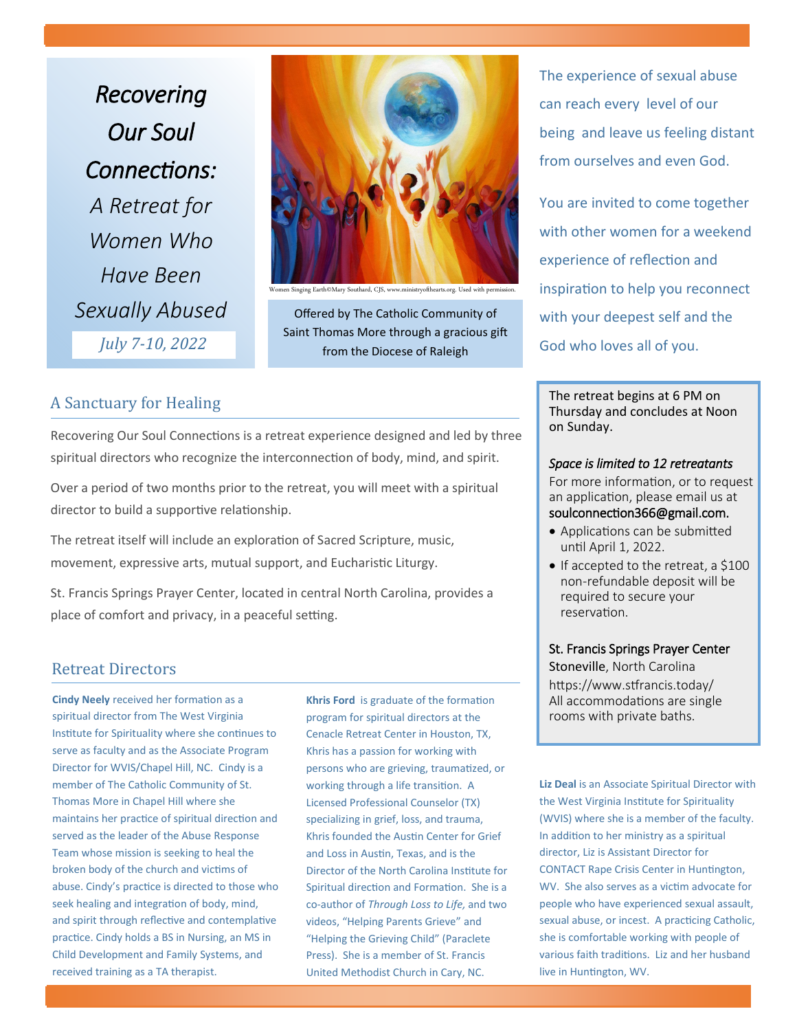# *Recovering Our Soul Connections:* 

## *A Retreat for Women Who Have Been Sexually Abused*

*July 7-10, 2022*

Women Singing Earth©Mary Southard, CSJ, www.ministryofthearts.org. Used with permission.

Offered by The Catholic Community of Saint Thomas More through a gracious gift from the Diocese of Raleigh

The experience of sexual abuse can reach every level of our being and leave us feeling distant from ourselves and even God.

You are invited to come together with other women for a weekend experience of reflection and inspiration to help you reconnect with your deepest self and the God who loves all of you.

## A Sanctuary for Healing

Recovering Our Soul Connections is a retreat experience designed and led by three spiritual directors who recognize the interconnection of body, mind, and spirit.

Over a period of two months prior to the retreat, you will meet with a spiritual director to build a supportive relationship.

The retreat itself will include an exploration of Sacred Scripture, music, movement, expressive arts, mutual support, and Eucharistic Liturgy.

St. Francis Springs Prayer Center, located in central North Carolina, provides a place of comfort and privacy, in a peaceful setting.

The retreat begins at 6 PM on Thursday and concludes at Noon on Sunday.

*Space is limited to 12 retreatants*

For more information, or to request an application, please email us at soulconnection366@gmail.com.

- Applications can be submitted until April 1, 2022.
- If accepted to the retreat, a $100 non-refundable deposit will be required to secure your reservation.

St. Francis Springs Prayer Center
Stoneville, North Carolina
https://www.stfrancis.today/
All accommodations are single rooms with private baths.

## Retreat Directors

**Cindy Neely** received her formation as a spiritual director from The West Virginia Institute for Spirituality where she continues to serve as faculty and as the Associate Program Director for WVIS/Chapel Hill, NC. Cindy is a member of The Catholic Community of St. Thomas More in Chapel Hill where she maintains her practice of spiritual direction and served as the leader of the Abuse Response Team whose mission is seeking to heal the broken body of the church and victims of abuse. Cindy's practice is directed to those who seek healing and integration of body, mind, and spirit through reflective and contemplative practice. Cindy holds a BS in Nursing, an MS in Child Development and Family Systems, and received training as a TA therapist.

**Khris Ford** is graduate of the formation program for spiritual directors at the Cenacle Retreat Center in Houston, TX, Khris has a passion for working with persons who are grieving, traumatized, or working through a life transition. A Licensed Professional Counselor (TX) specializing in grief, loss, and trauma, Khris founded the Austin Center for Grief and Loss in Austin, Texas, and is the Director of the North Carolina Institute for Spiritual direction and Formation. She is a co-author of *Through Loss to Life,* and two videos, "Helping Parents Grieve" and "Helping the Grieving Child" (Paraclete Press). She is a member of St. Francis United Methodist Church in Cary, NC.

**Liz Deal** is an Associate Spiritual Director with the West Virginia Institute for Spirituality (WVIS) where she is a member of the faculty. In addition to her ministry as a spiritual director, Liz is Assistant Director for CONTACT Rape Crisis Center in Huntington, WV. She also serves as a victim advocate for people who have experienced sexual assault, sexual abuse, or incest. A practicing Catholic, she is comfortable working with people of various faith traditions. Liz and her husband live in Huntington, WV.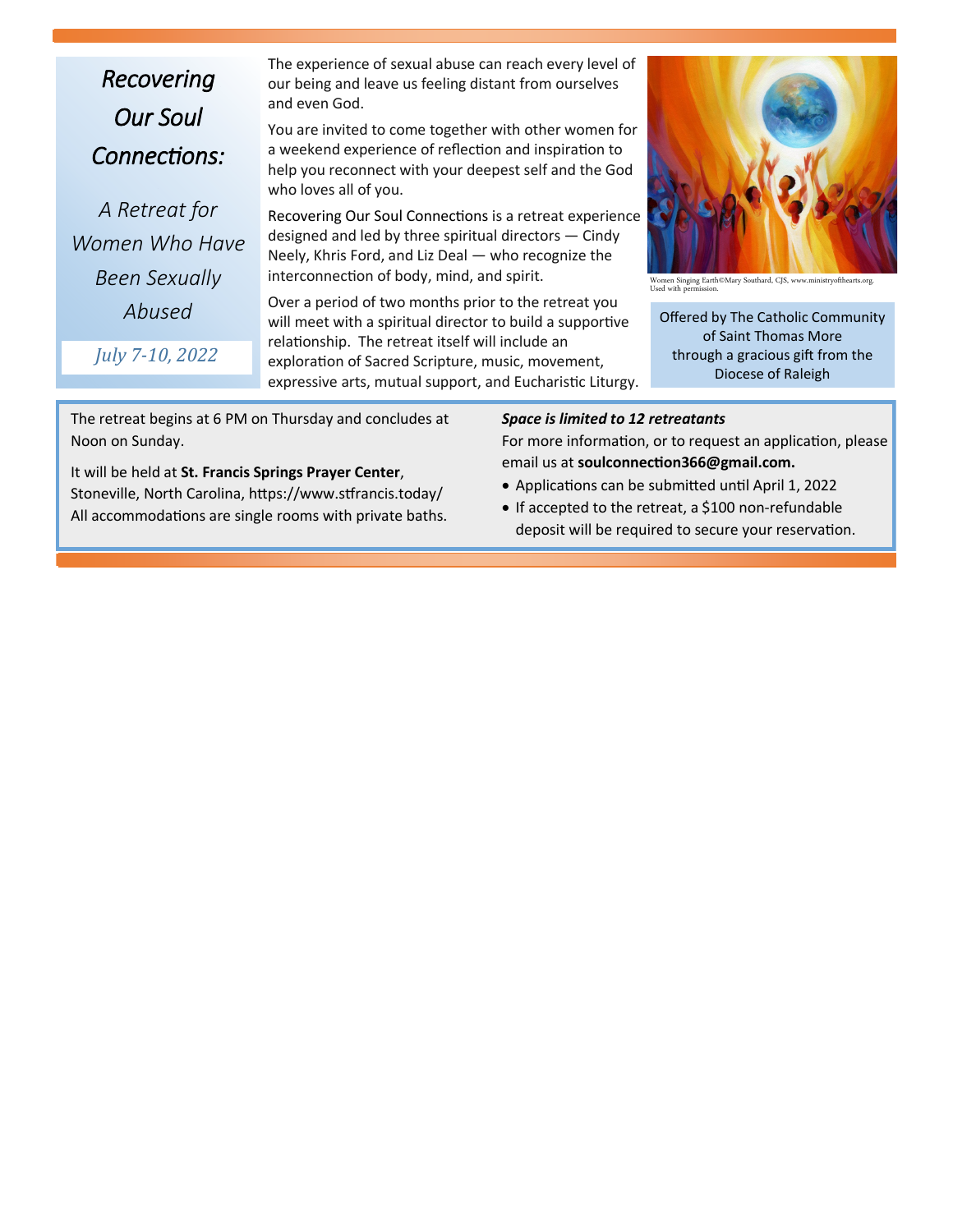# *Recovering Our Soul Connections:*

*A Retreat for Women Who Have Been Sexually Abused*

*July 7-10, 2022*

The experience of sexual abuse can reach every level of our being and leave us feeling distant from ourselves and even God.

You are invited to come together with other women for a weekend experience of reflection and inspiration to help you reconnect with your deepest self and the God who loves all of you.

Recovering Our Soul Connections is a retreat experience designed and led by three spiritual directors — Cindy Neely, Khris Ford, and Liz Deal — who recognize the interconnection of body, mind, and spirit.

Over a period of two months prior to the retreat you will meet with a spiritual director to build a supportive relationship. The retreat itself will include an exploration of Sacred Scripture, music, movement, expressive arts, mutual support, and Eucharistic Liturgy.

Women Singing Earth©Mary Southard, CJS, www.ministryofthearts.org. Used with permission.

Offered by The Catholic Community of Saint Thomas More through a gracious gift from the Diocese of Raleigh

The retreat begins at 6 PM on Thursday and concludes at Noon on Sunday.

It will be held at **St. Francis Springs Prayer Center**, Stoneville, North Carolina, https://www.stfrancis.today/ All accommodations are single rooms with private baths.

***Space is limited to 12 retreatants***

For more information, or to request an application, please email us at **soulconnection366@gmail.com.**

- Applications can be submitted until April 1, 2022
- If accepted to the retreat, a $100 non-refundable deposit will be required to secure your reservation.